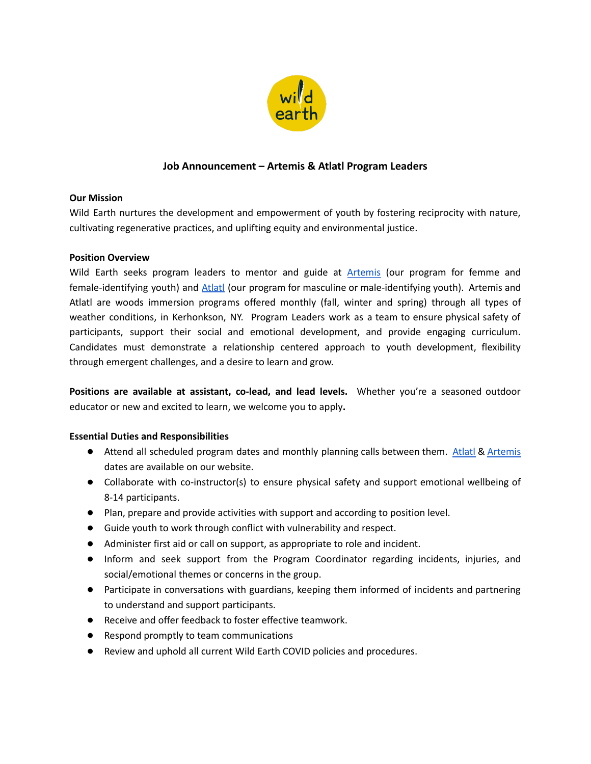## Job Announcement – Artemis & Atlatl Program Leaders

**Our Mission**

Wild Earth nurtures the development and empowerment of youth by fostering reciprocity with nature, cultivating regenerative practices, and uplifting equity and environmental justice.

**Position Overview**

Wild Earth seeks program leaders to mentor and guide at Artemis (our program for femme and female-identifying youth) and Atlatl (our program for masculine or male-identifying youth). Artemis and Atlatl are woods immersion programs offered monthly (fall, winter and spring) through all types of weather conditions, in Kerhonkson, NY. Program Leaders work as a team to ensure physical safety of participants, support their social and emotional development, and provide engaging curriculum. Candidates must demonstrate a relationship centered approach to youth development, flexibility through emergent challenges, and a desire to learn and grow.

**Positions are available at assistant, co-lead, and lead levels.** Whether you're a seasoned outdoor educator or new and excited to learn, we welcome you to apply**.**

**Essential Duties and Responsibilities**

- Attend all scheduled program dates and monthly planning calls between them. Atlatl & Artemis dates are available on our website.
- Collaborate with co-instructor(s) to ensure physical safety and support emotional wellbeing of 8-14 participants.
- Plan, prepare and provide activities with support and according to position level.
- Guide youth to work through conflict with vulnerability and respect.
- Administer first aid or call on support, as appropriate to role and incident.
- Inform and seek support from the Program Coordinator regarding incidents, injuries, and social/emotional themes or concerns in the group.
- Participate in conversations with guardians, keeping them informed of incidents and partnering to understand and support participants.
- Receive and offer feedback to foster effective teamwork.
- Respond promptly to team communications
- Review and uphold all current Wild Earth COVID policies and procedures.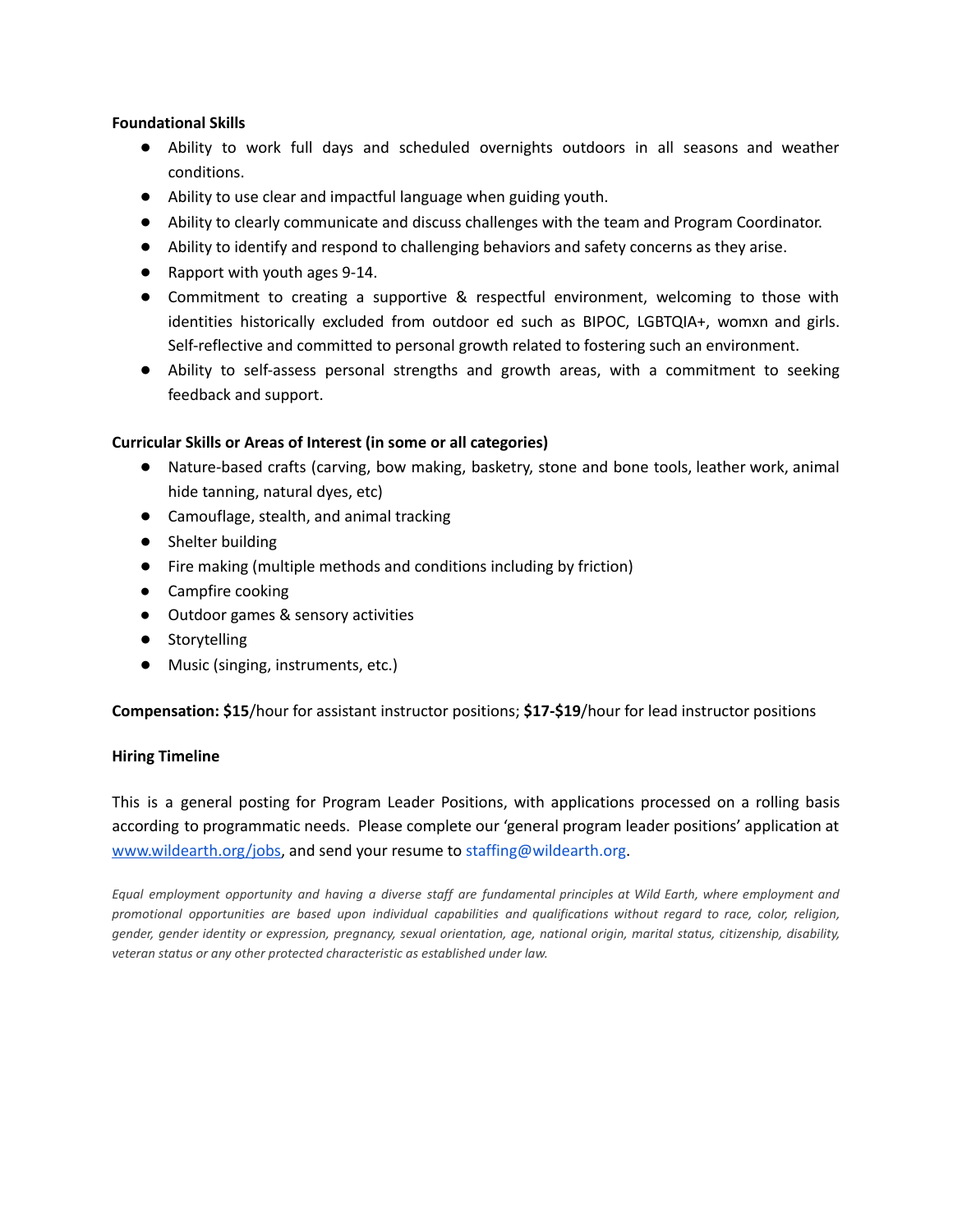**Foundational Skills**

- Ability to work full days and scheduled overnights outdoors in all seasons and weather conditions.
- Ability to use clear and impactful language when guiding youth.
- Ability to clearly communicate and discuss challenges with the team and Program Coordinator.
- Ability to identify and respond to challenging behaviors and safety concerns as they arise.
- Rapport with youth ages 9-14.
- Commitment to creating a supportive & respectful environment, welcoming to those with identities historically excluded from outdoor ed such as BIPOC, LGBTQIA+, womxn and girls. Self-reflective and committed to personal growth related to fostering such an environment.
- Ability to self-assess personal strengths and growth areas, with a commitment to seeking feedback and support.

**Curricular Skills or Areas of Interest (in some or all categories)**

- Nature-based crafts (carving, bow making, basketry, stone and bone tools, leather work, animal hide tanning, natural dyes, etc)
- Camouflage, stealth, and animal tracking
- Shelter building
- Fire making (multiple methods and conditions including by friction)
- Campfire cooking
- Outdoor games & sensory activities
- Storytelling
- Music (singing, instruments, etc.)

**Compensation:** **$15**/hour for assistant instructor positions; **$17-$19**/hour for lead instructor positions

**Hiring Timeline**

This is a general posting for Program Leader Positions, with applications processed on a rolling basis according to programmatic needs. Please complete our 'general program leader positions' application at www.wildearth.org/jobs, and send your resume to staffing@wildearth.org.

*Equal employment opportunity and having a diverse staff are fundamental principles at Wild Earth, where employment and promotional opportunities are based upon individual capabilities and qualifications without regard to race, color, religion, gender, gender identity or expression, pregnancy, sexual orientation, age, national origin, marital status, citizenship, disability, veteran status or any other protected characteristic as established under law.*